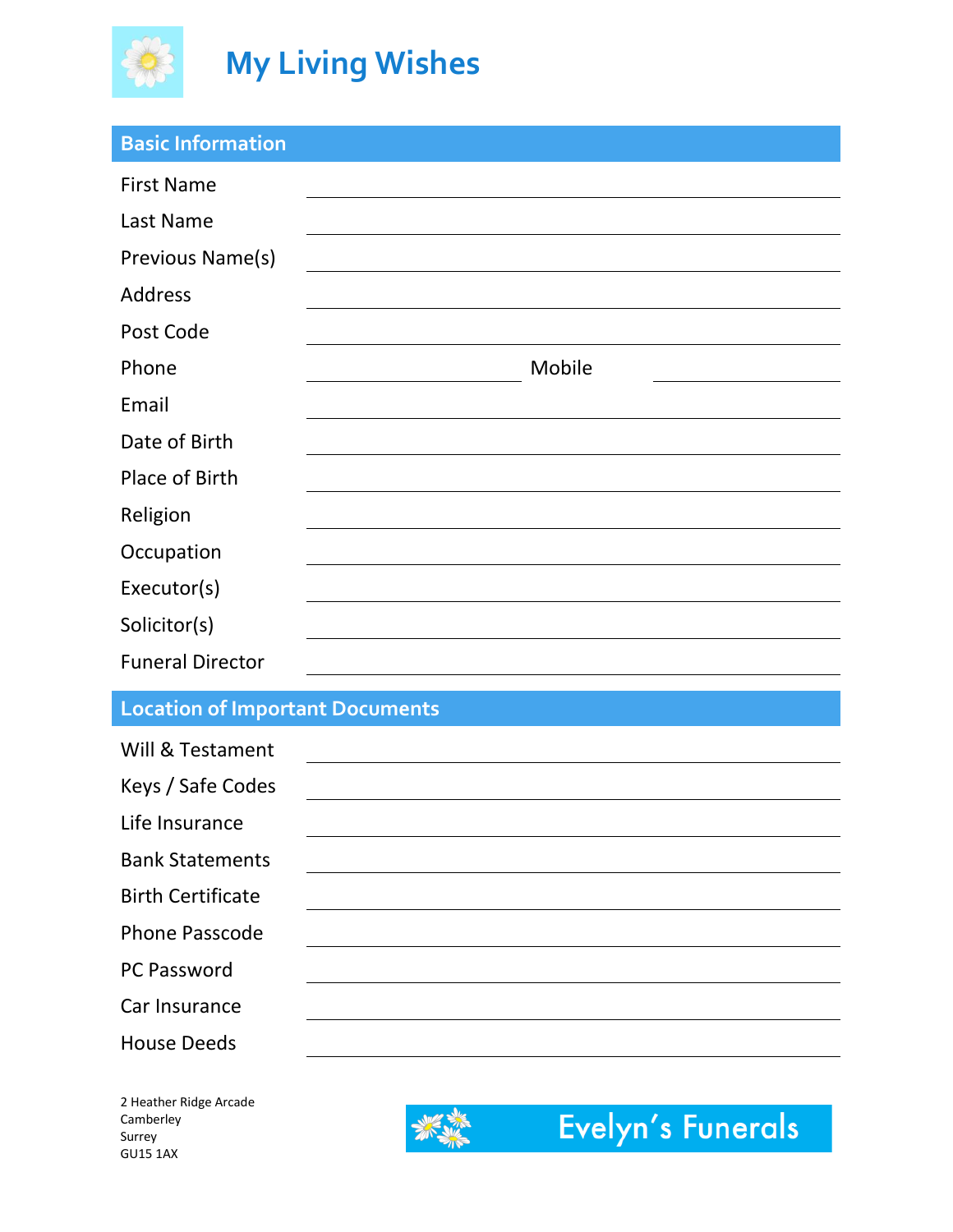# My Living Wishes

## Basic Information

| | |
|---|---|
| First Name | |
| Last Name | |
| Previous Name(s) | |
| Address | |
| Post Code | |
| Phone | Mobile |
| Email | |
| Date of Birth | |
| Place of Birth | |
| Religion | |
| Occupation | |
| Executor(s) | |
| Solicitor(s) | |
| Funeral Director | |

## Location of Important Documents

| | |
|---|---|
| Will & Testament | |
| Keys / Safe Codes | |
| Life Insurance | |
| Bank Statements | |
| Birth Certificate | |
| Phone Passcode | |
| PC Password | |
| Car Insurance | |
| House Deeds | |

2 Heather Ridge Arcade
Camberley
Surrey
GU15 1AX

Evelyn's Funerals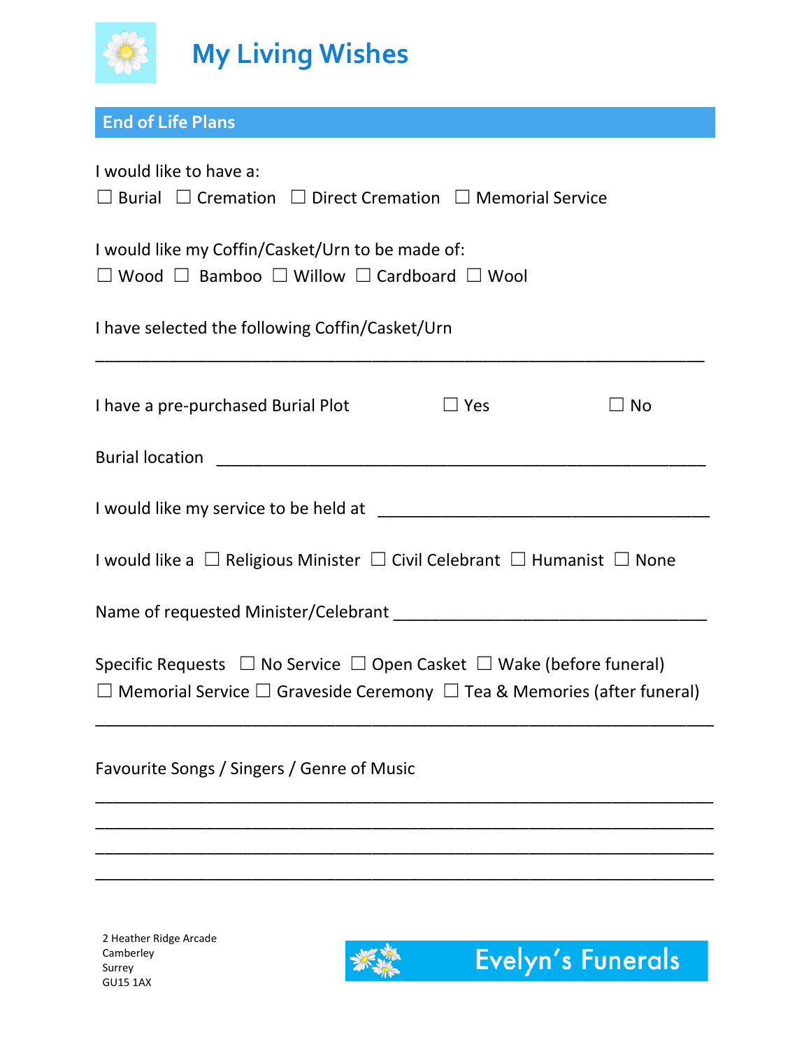# My Living Wishes

## End of Life Plans

I would like to have a:

☐ Burial ☐ Cremation ☐ Direct Cremation ☐ Memorial Service

I would like my Coffin/Casket/Urn to be made of:

☐ Wood ☐ Bamboo ☐ Willow ☐ Cardboard ☐ Wool

I have selected the following Coffin/Casket/Urn

______________________________________________________________

I have a pre-purchased Burial Plot ☐ Yes ☐ No

Burial location __________________________________________________

I would like my service to be held at ___________________________________

I would like a ☐ Religious Minister ☐ Civil Celebrant ☐ Humanist ☐ None

Name of requested Minister/Celebrant ______________________________

Specific Requests ☐ No Service ☐ Open Casket ☐ Wake (before funeral)
☐ Memorial Service ☐ Graveside Ceremony ☐ Tea & Memories (after funeral)

______________________________________________________________

Favourite Songs / Singers / Genre of Music

______________________________________________________________

______________________________________________________________

______________________________________________________________

______________________________________________________________

2 Heather Ridge Arcade
Camberley
Surrey
GU15 1AX

Evelyn's Funerals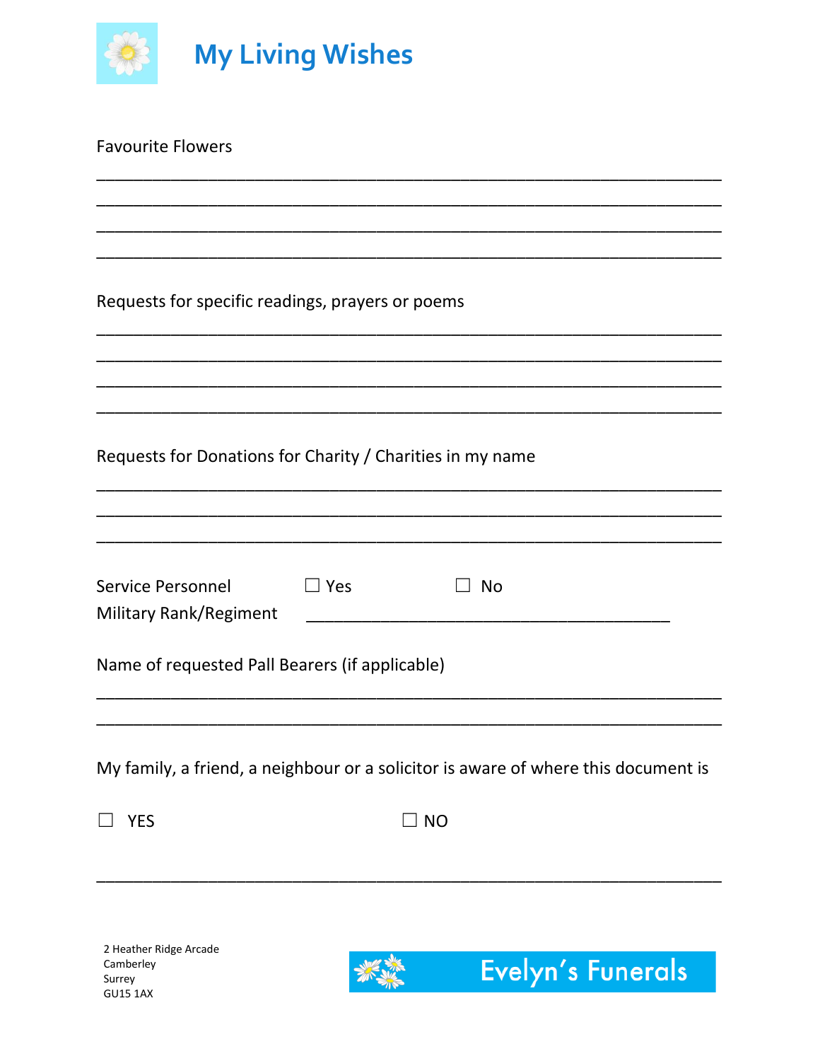# My Living Wishes

Favourite Flowers

\_\_\_\_\_\_\_\_\_\_\_\_\_\_\_\_\_\_\_\_\_\_\_\_\_\_\_\_\_\_\_\_\_\_\_\_\_\_\_\_\_\_\_\_\_\_\_\_\_\_\_\_\_\_\_\_\_\_\_\_

\_\_\_\_\_\_\_\_\_\_\_\_\_\_\_\_\_\_\_\_\_\_\_\_\_\_\_\_\_\_\_\_\_\_\_\_\_\_\_\_\_\_\_\_\_\_\_\_\_\_\_\_\_\_\_\_\_\_\_\_

\_\_\_\_\_\_\_\_\_\_\_\_\_\_\_\_\_\_\_\_\_\_\_\_\_\_\_\_\_\_\_\_\_\_\_\_\_\_\_\_\_\_\_\_\_\_\_\_\_\_\_\_\_\_\_\_\_\_\_\_

\_\_\_\_\_\_\_\_\_\_\_\_\_\_\_\_\_\_\_\_\_\_\_\_\_\_\_\_\_\_\_\_\_\_\_\_\_\_\_\_\_\_\_\_\_\_\_\_\_\_\_\_\_\_\_\_\_\_\_\_

Requests for specific readings, prayers or poems

\_\_\_\_\_\_\_\_\_\_\_\_\_\_\_\_\_\_\_\_\_\_\_\_\_\_\_\_\_\_\_\_\_\_\_\_\_\_\_\_\_\_\_\_\_\_\_\_\_\_\_\_\_\_\_\_\_\_\_\_

\_\_\_\_\_\_\_\_\_\_\_\_\_\_\_\_\_\_\_\_\_\_\_\_\_\_\_\_\_\_\_\_\_\_\_\_\_\_\_\_\_\_\_\_\_\_\_\_\_\_\_\_\_\_\_\_\_\_\_\_

\_\_\_\_\_\_\_\_\_\_\_\_\_\_\_\_\_\_\_\_\_\_\_\_\_\_\_\_\_\_\_\_\_\_\_\_\_\_\_\_\_\_\_\_\_\_\_\_\_\_\_\_\_\_\_\_\_\_\_\_

\_\_\_\_\_\_\_\_\_\_\_\_\_\_\_\_\_\_\_\_\_\_\_\_\_\_\_\_\_\_\_\_\_\_\_\_\_\_\_\_\_\_\_\_\_\_\_\_\_\_\_\_\_\_\_\_\_\_\_\_

Requests for Donations for Charity / Charities in my name

\_\_\_\_\_\_\_\_\_\_\_\_\_\_\_\_\_\_\_\_\_\_\_\_\_\_\_\_\_\_\_\_\_\_\_\_\_\_\_\_\_\_\_\_\_\_\_\_\_\_\_\_\_\_\_\_\_\_\_\_

\_\_\_\_\_\_\_\_\_\_\_\_\_\_\_\_\_\_\_\_\_\_\_\_\_\_\_\_\_\_\_\_\_\_\_\_\_\_\_\_\_\_\_\_\_\_\_\_\_\_\_\_\_\_\_\_\_\_\_\_

\_\_\_\_\_\_\_\_\_\_\_\_\_\_\_\_\_\_\_\_\_\_\_\_\_\_\_\_\_\_\_\_\_\_\_\_\_\_\_\_\_\_\_\_\_\_\_\_\_\_\_\_\_\_\_\_\_\_\_\_

Service Personnel ☐ Yes ☐ No

Military Rank/Regiment \_\_\_\_\_\_\_\_\_\_\_\_\_\_\_\_\_\_\_\_\_\_\_\_\_\_\_\_\_\_\_\_\_\_\_\_\_\_\_\_

Name of requested Pall Bearers (if applicable)

\_\_\_\_\_\_\_\_\_\_\_\_\_\_\_\_\_\_\_\_\_\_\_\_\_\_\_\_\_\_\_\_\_\_\_\_\_\_\_\_\_\_\_\_\_\_\_\_\_\_\_\_\_\_\_\_\_\_\_\_

\_\_\_\_\_\_\_\_\_\_\_\_\_\_\_\_\_\_\_\_\_\_\_\_\_\_\_\_\_\_\_\_\_\_\_\_\_\_\_\_\_\_\_\_\_\_\_\_\_\_\_\_\_\_\_\_\_\_\_\_

My family, a friend, a neighbour or a solicitor is aware of where this document is

☐ YES ☐ NO

\_\_\_\_\_\_\_\_\_\_\_\_\_\_\_\_\_\_\_\_\_\_\_\_\_\_\_\_\_\_\_\_\_\_\_\_\_\_\_\_\_\_\_\_\_\_\_\_\_\_\_\_\_\_\_\_\_\_\_\_

2 Heather Ridge Arcade
Camberley
Surrey
GU15 1AX

Evelyn's Funerals